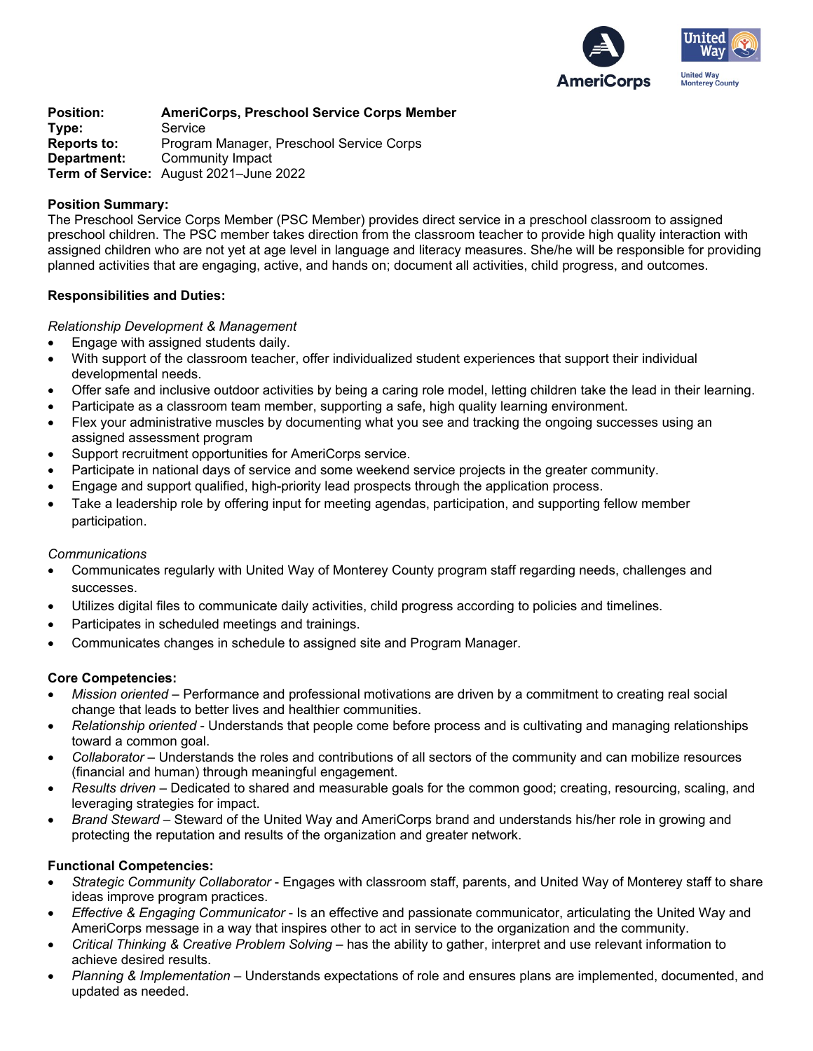**Position:** AmeriCorps, Preschool Service Corps Member
**Type:** Service
**Reports to:** Program Manager, Preschool Service Corps
**Department:** Community Impact
**Term of Service:** August 2021–June 2022

**Position Summary:**
The Preschool Service Corps Member (PSC Member) provides direct service in a preschool classroom to assigned preschool children. The PSC member takes direction from the classroom teacher to provide high quality interaction with assigned children who are not yet at age level in language and literacy measures. She/he will be responsible for providing planned activities that are engaging, active, and hands on; document all activities, child progress, and outcomes.

**Responsibilities and Duties:**

*Relationship Development & Management*

- Engage with assigned students daily.
- With support of the classroom teacher, offer individualized student experiences that support their individual developmental needs.
- Offer safe and inclusive outdoor activities by being a caring role model, letting children take the lead in their learning.
- Participate as a classroom team member, supporting a safe, high quality learning environment.
- Flex your administrative muscles by documenting what you see and tracking the ongoing successes using an assigned assessment program
- Support recruitment opportunities for AmeriCorps service.
- Participate in national days of service and some weekend service projects in the greater community.
- Engage and support qualified, high-priority lead prospects through the application process.
- Take a leadership role by offering input for meeting agendas, participation, and supporting fellow member participation.

*Communications*

- Communicates regularly with United Way of Monterey County program staff regarding needs, challenges and successes.
- Utilizes digital files to communicate daily activities, child progress according to policies and timelines.
- Participates in scheduled meetings and trainings.
- Communicates changes in schedule to assigned site and Program Manager.

**Core Competencies:**

- *Mission oriented* – Performance and professional motivations are driven by a commitment to creating real social change that leads to better lives and healthier communities.
- *Relationship oriented* - Understands that people come before process and is cultivating and managing relationships toward a common goal.
- *Collaborator* – Understands the roles and contributions of all sectors of the community and can mobilize resources (financial and human) through meaningful engagement.
- *Results driven* – Dedicated to shared and measurable goals for the common good; creating, resourcing, scaling, and leveraging strategies for impact.
- *Brand Steward* – Steward of the United Way and AmeriCorps brand and understands his/her role in growing and protecting the reputation and results of the organization and greater network.

**Functional Competencies:**

- *Strategic Community Collaborator* - Engages with classroom staff, parents, and United Way of Monterey staff to share ideas improve program practices.
- *Effective & Engaging Communicator* - Is an effective and passionate communicator, articulating the United Way and AmeriCorps message in a way that inspires other to act in service to the organization and the community.
- *Critical Thinking & Creative Problem Solving* – has the ability to gather, interpret and use relevant information to achieve desired results.
- *Planning & Implementation* – Understands expectations of role and ensures plans are implemented, documented, and updated as needed.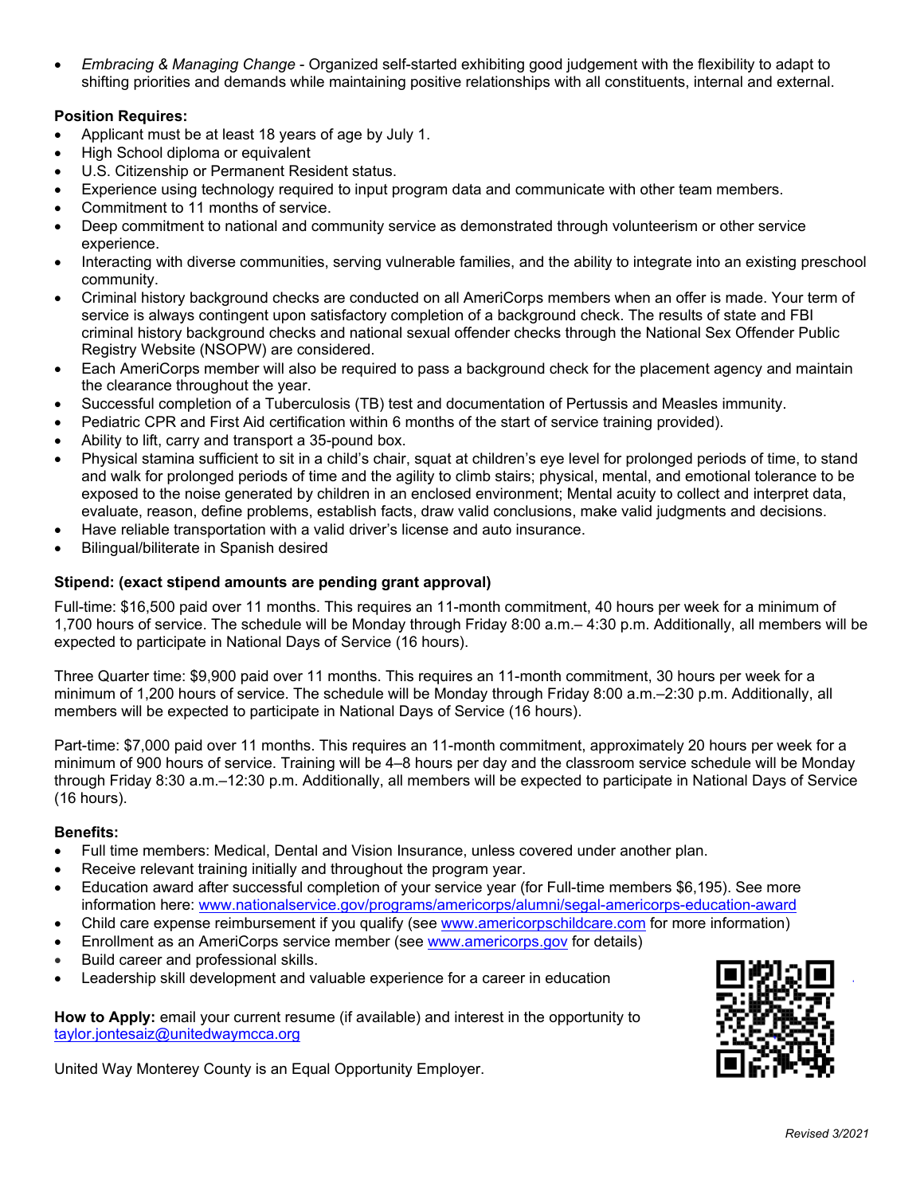- *Embracing & Managing Change* - Organized self-started exhibiting good judgement with the flexibility to adapt to shifting priorities and demands while maintaining positive relationships with all constituents, internal and external.

**Position Requires:**

- Applicant must be at least 18 years of age by July 1.
- High School diploma or equivalent
- U.S. Citizenship or Permanent Resident status.
- Experience using technology required to input program data and communicate with other team members.
- Commitment to 11 months of service.
- Deep commitment to national and community service as demonstrated through volunteerism or other service experience.
- Interacting with diverse communities, serving vulnerable families, and the ability to integrate into an existing preschool community.
- Criminal history background checks are conducted on all AmeriCorps members when an offer is made. Your term of service is always contingent upon satisfactory completion of a background check. The results of state and FBI criminal history background checks and national sexual offender checks through the National Sex Offender Public Registry Website (NSOPW) are considered.
- Each AmeriCorps member will also be required to pass a background check for the placement agency and maintain the clearance throughout the year.
- Successful completion of a Tuberculosis (TB) test and documentation of Pertussis and Measles immunity.
- Pediatric CPR and First Aid certification within 6 months of the start of service training provided).
- Ability to lift, carry and transport a 35-pound box.
- Physical stamina sufficient to sit in a child's chair, squat at children's eye level for prolonged periods of time, to stand and walk for prolonged periods of time and the agility to climb stairs; physical, mental, and emotional tolerance to be exposed to the noise generated by children in an enclosed environment; Mental acuity to collect and interpret data, evaluate, reason, define problems, establish facts, draw valid conclusions, make valid judgments and decisions.
- Have reliable transportation with a valid driver's license and auto insurance.
- Bilingual/biliterate in Spanish desired

**Stipend: (exact stipend amounts are pending grant approval)**

Full-time: $16,500 paid over 11 months. This requires an 11-month commitment, 40 hours per week for a minimum of 1,700 hours of service. The schedule will be Monday through Friday 8:00 a.m.– 4:30 p.m. Additionally, all members will be expected to participate in National Days of Service (16 hours).

Three Quarter time: $9,900 paid over 11 months. This requires an 11-month commitment, 30 hours per week for a minimum of 1,200 hours of service. The schedule will be Monday through Friday 8:00 a.m.–2:30 p.m. Additionally, all members will be expected to participate in National Days of Service (16 hours).

Part-time: $7,000 paid over 11 months. This requires an 11-month commitment, approximately 20 hours per week for a minimum of 900 hours of service. Training will be 4–8 hours per day and the classroom service schedule will be Monday through Friday 8:30 a.m.–12:30 p.m. Additionally, all members will be expected to participate in National Days of Service (16 hours).

**Benefits:**

- Full time members: Medical, Dental and Vision Insurance, unless covered under another plan.
- Receive relevant training initially and throughout the program year.
- Education award after successful completion of your service year (for Full-time members $6,195). See more information here: www.nationalservice.gov/programs/americorps/alumni/segal-americorps-education-award
- Child care expense reimbursement if you qualify (see www.americorpschildcare.com for more information)
- Enrollment as an AmeriCorps service member (see www.americorps.gov for details)
- Build career and professional skills.
- Leadership skill development and valuable experience for a career in education

**How to Apply:** email your current resume (if available) and interest in the opportunity to taylor.jontesaiz@unitedwaymcca.org

United Way Monterey County is an Equal Opportunity Employer.

*Revised 3/2021*